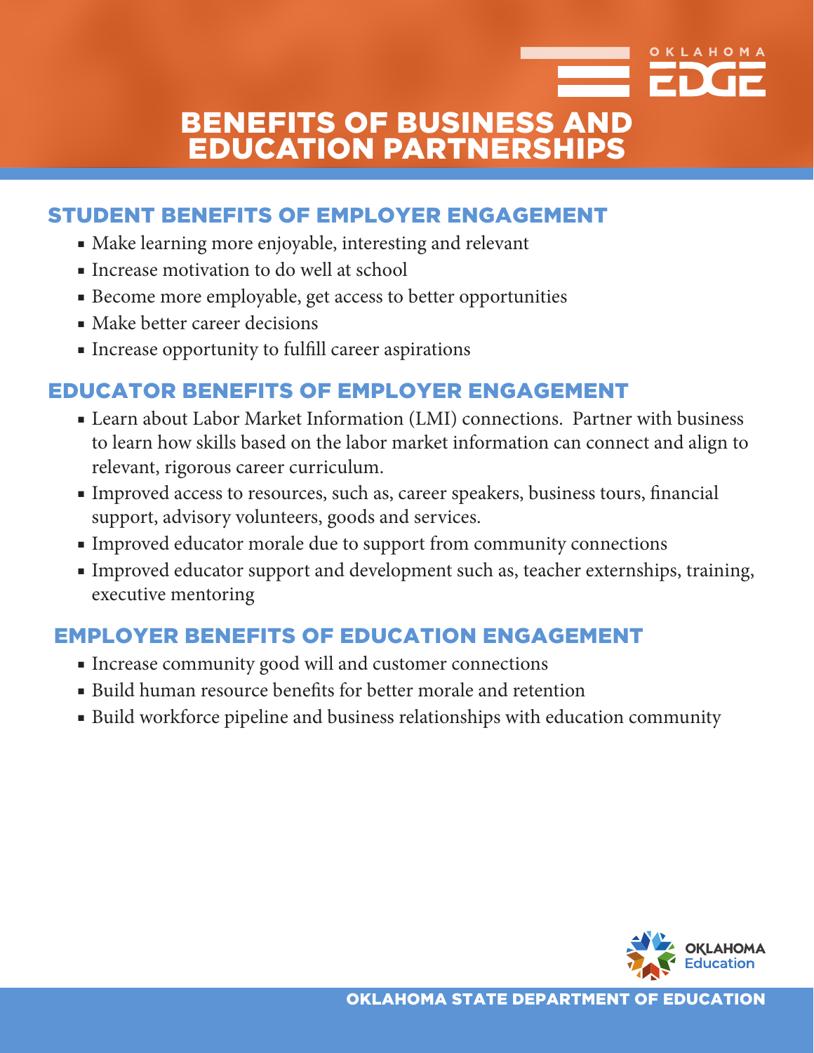# BENEFITS OF BUSINESS AND EDUCATION PARTNERSHIPS

## STUDENT BENEFITS OF EMPLOYER ENGAGEMENT

- Make learning more enjoyable, interesting and relevant
- Increase motivation to do well at school
- Become more employable, get access to better opportunities
- Make better career decisions
- Increase opportunity to fulfill career aspirations

## EDUCATOR BENEFITS OF EMPLOYER ENGAGEMENT

- Learn about Labor Market Information (LMI) connections. Partner with business to learn how skills based on the labor market information can connect and align to relevant, rigorous career curriculum.
- Improved access to resources, such as, career speakers, business tours, financial support, advisory volunteers, goods and services.
- Improved educator morale due to support from community connections
- Improved educator support and development such as, teacher externships, training, executive mentoring

## EMPLOYER BENEFITS OF EDUCATION ENGAGEMENT

- Increase community good will and customer connections
- Build human resource benefits for better morale and retention
- Build workforce pipeline and business relationships with education community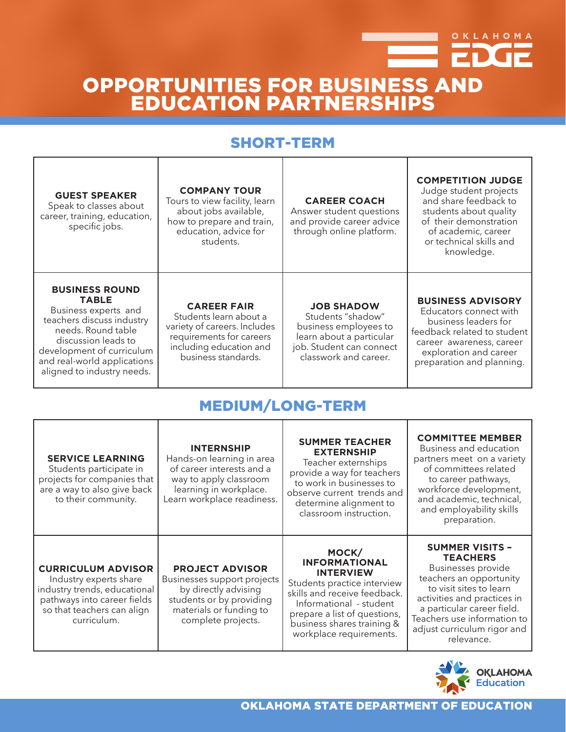# OPPORTUNITIES FOR BUSINESS AND EDUCATION PARTNERSHIPS

## SHORT-TERM

| | | | |
|---|---|---|---|
| **GUEST SPEAKER** Speak to classes about career, training, education, specific jobs. | **COMPANY TOUR** Tours to view facility, learn about jobs available, how to prepare and train, education, advice for students. | **CAREER COACH** Answer student questions and provide career advice through online platform. | **COMPETITION JUDGE** Judge student projects and share feedback to students about quality of their demonstration of academic, career or technical skills and knowledge. |
| **BUSINESS ROUND TABLE** Business experts and teachers discuss industry needs. Round table discussion leads to development of curriculum and real-world applications aligned to industry needs. | **CAREER FAIR** Students learn about a variety of careers. Includes requirements for careers including education and business standards. | **JOB SHADOW** Students "shadow" business employees to learn about a particular job. Student can connect classwork and career. | **BUSINESS ADVISORY** Educators connect with business leaders for feedback related to student career awareness, career exploration and career preparation and planning. |

## MEDIUM/LONG-TERM

| | | | |
|---|---|---|---|
| **SERVICE LEARNING** Students participate in projects for companies that are a way to also give back to their community. | **INTERNSHIP** Hands-on learning in area of career interests and a way to apply classroom learning in workplace. Learn workplace readiness. | **SUMMER TEACHER EXTERNSHIP** Teacher externships provide a way for teachers to work in businesses to observe current trends and determine alignment to classroom instruction. | **COMMITTEE MEMBER** Business and education partners meet on a variety of committees related to career pathways, workforce development, and academic, technical, and employability skills preparation. |
| **CURRICULUM ADVISOR** Industry experts share industry trends, educational pathways into career fields so that teachers can align curriculum. | **PROJECT ADVISOR** Businesses support projects by directly advising students or by providing materials or funding to complete projects. | **MOCK/ INFORMATIONAL INTERVIEW** Students practice interview skills and receive feedback. Informational - student prepare a list of questions, business shares training & workplace requirements. | **SUMMER VISITS – TEACHERS** Businesses provide teachers an opportunity to visit sites to learn activities and practices in a particular career field. Teachers use information to adjust curriculum rigor and relevance. |

OKLAHOMA STATE DEPARTMENT OF EDUCATION